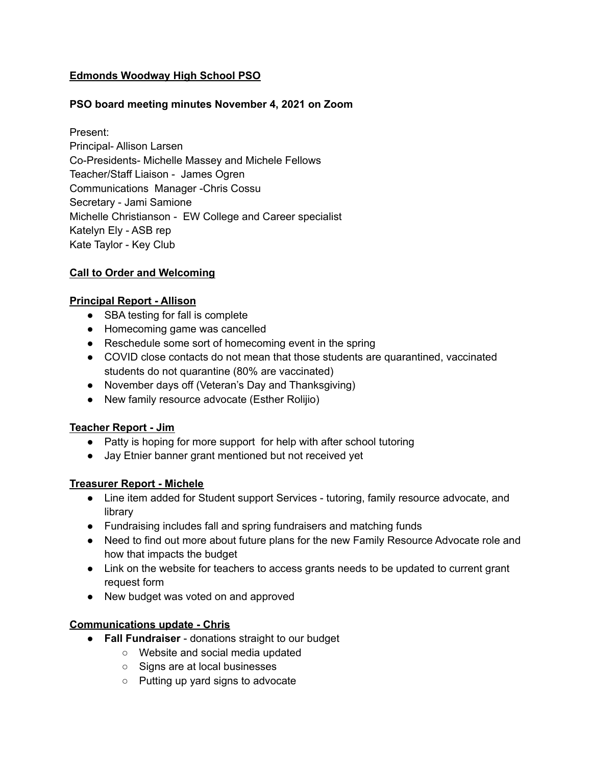**<u>Edmonds Woodway High School PSO</u>**

**PSO board meeting minutes November 4, 2021 on Zoom**

Present:
Principal- Allison Larsen
Co-Presidents- Michelle Massey and Michele Fellows
Teacher/Staff Liaison - James Ogren
Communications Manager -Chris Cossu
Secretary - Jami Samione
Michelle Christianson - EW College and Career specialist
Katelyn Ely - ASB rep
Kate Taylor - Key Club

**<u>Call to Order and Welcoming</u>**

**<u>Principal Report - Allison</u>**

- SBA testing for fall is complete
- Homecoming game was cancelled
- Reschedule some sort of homecoming event in the spring
- COVID close contacts do not mean that those students are quarantined, vaccinated students do not quarantine (80% are vaccinated)
- November days off (Veteran's Day and Thanksgiving)
- New family resource advocate (Esther Rolijio)

**<u>Teacher Report - Jim</u>**

- Patty is hoping for more support for help with after school tutoring
- Jay Etnier banner grant mentioned but not received yet

**<u>Treasurer Report - Michele</u>**

- Line item added for Student support Services - tutoring, family resource advocate, and library
- Fundraising includes fall and spring fundraisers and matching funds
- Need to find out more about future plans for the new Family Resource Advocate role and how that impacts the budget
- Link on the website for teachers to access grants needs to be updated to current grant request form
- New budget was voted on and approved

**<u>Communications update - Chris</u>**

- **Fall Fundraiser** - donations straight to our budget
  - Website and social media updated
  - Signs are at local businesses
  - Putting up yard signs to advocate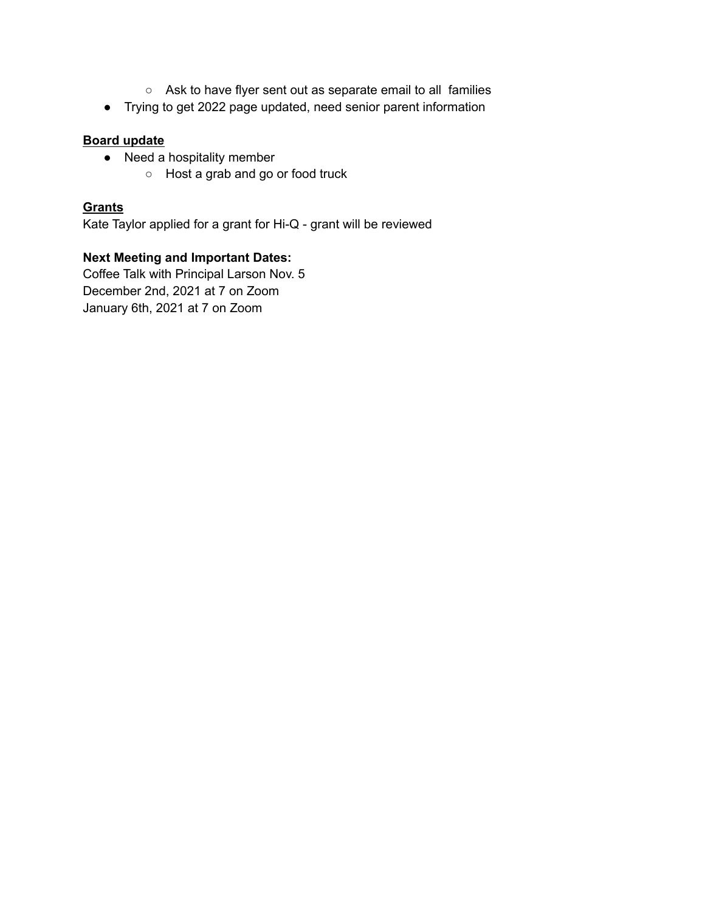- Ask to have flyer sent out as separate email to all  families
- Trying to get 2022 page updated, need senior parent information

**<u>Board update</u>**

- Need a hospitality member
    - Host a grab and go or food truck

**<u>Grants</u>**

Kate Taylor applied for a grant for Hi-Q - grant will be reviewed

**Next Meeting and Important Dates:**

Coffee Talk with Principal Larson Nov. 5
December 2nd, 2021 at 7 on Zoom
January 6th, 2021 at 7 on Zoom